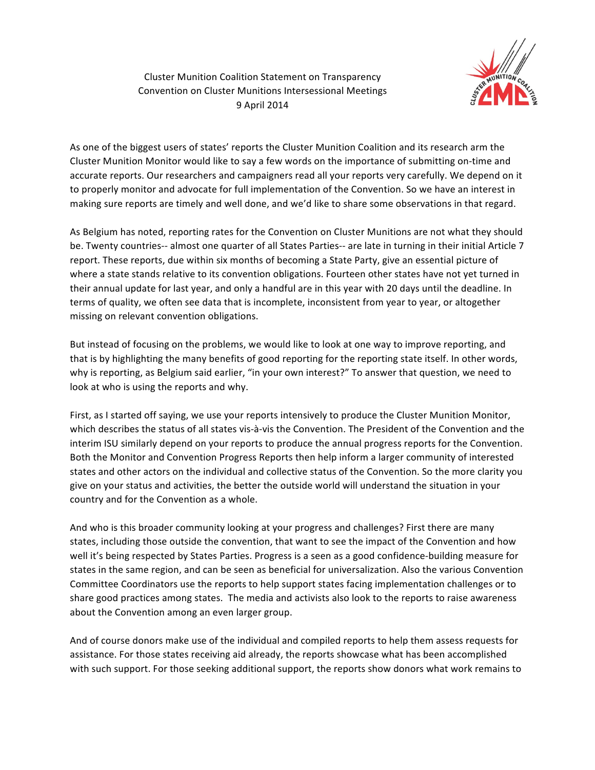Cluster Munition Coalition Statement on Transparency
Convention on Cluster Munitions Intersessional Meetings
9 April 2014

As one of the biggest users of states' reports the Cluster Munition Coalition and its research arm the Cluster Munition Monitor would like to say a few words on the importance of submitting on-time and accurate reports. Our researchers and campaigners read all your reports very carefully. We depend on it to properly monitor and advocate for full implementation of the Convention. So we have an interest in making sure reports are timely and well done, and we'd like to share some observations in that regard.

As Belgium has noted, reporting rates for the Convention on Cluster Munitions are not what they should be. Twenty countries-- almost one quarter of all States Parties-- are late in turning in their initial Article 7 report. These reports, due within six months of becoming a State Party, give an essential picture of where a state stands relative to its convention obligations. Fourteen other states have not yet turned in their annual update for last year, and only a handful are in this year with 20 days until the deadline. In terms of quality, we often see data that is incomplete, inconsistent from year to year, or altogether missing on relevant convention obligations.

But instead of focusing on the problems, we would like to look at one way to improve reporting, and that is by highlighting the many benefits of good reporting for the reporting state itself. In other words, why is reporting, as Belgium said earlier, "in your own interest?" To answer that question, we need to look at who is using the reports and why.

First, as I started off saying, we use your reports intensively to produce the Cluster Munition Monitor, which describes the status of all states vis-à-vis the Convention. The President of the Convention and the interim ISU similarly depend on your reports to produce the annual progress reports for the Convention. Both the Monitor and Convention Progress Reports then help inform a larger community of interested states and other actors on the individual and collective status of the Convention. So the more clarity you give on your status and activities, the better the outside world will understand the situation in your country and for the Convention as a whole.

And who is this broader community looking at your progress and challenges? First there are many states, including those outside the convention, that want to see the impact of the Convention and how well it's being respected by States Parties. Progress is a seen as a good confidence-building measure for states in the same region, and can be seen as beneficial for universalization. Also the various Convention Committee Coordinators use the reports to help support states facing implementation challenges or to share good practices among states. The media and activists also look to the reports to raise awareness about the Convention among an even larger group.

And of course donors make use of the individual and compiled reports to help them assess requests for assistance. For those states receiving aid already, the reports showcase what has been accomplished with such support. For those seeking additional support, the reports show donors what work remains to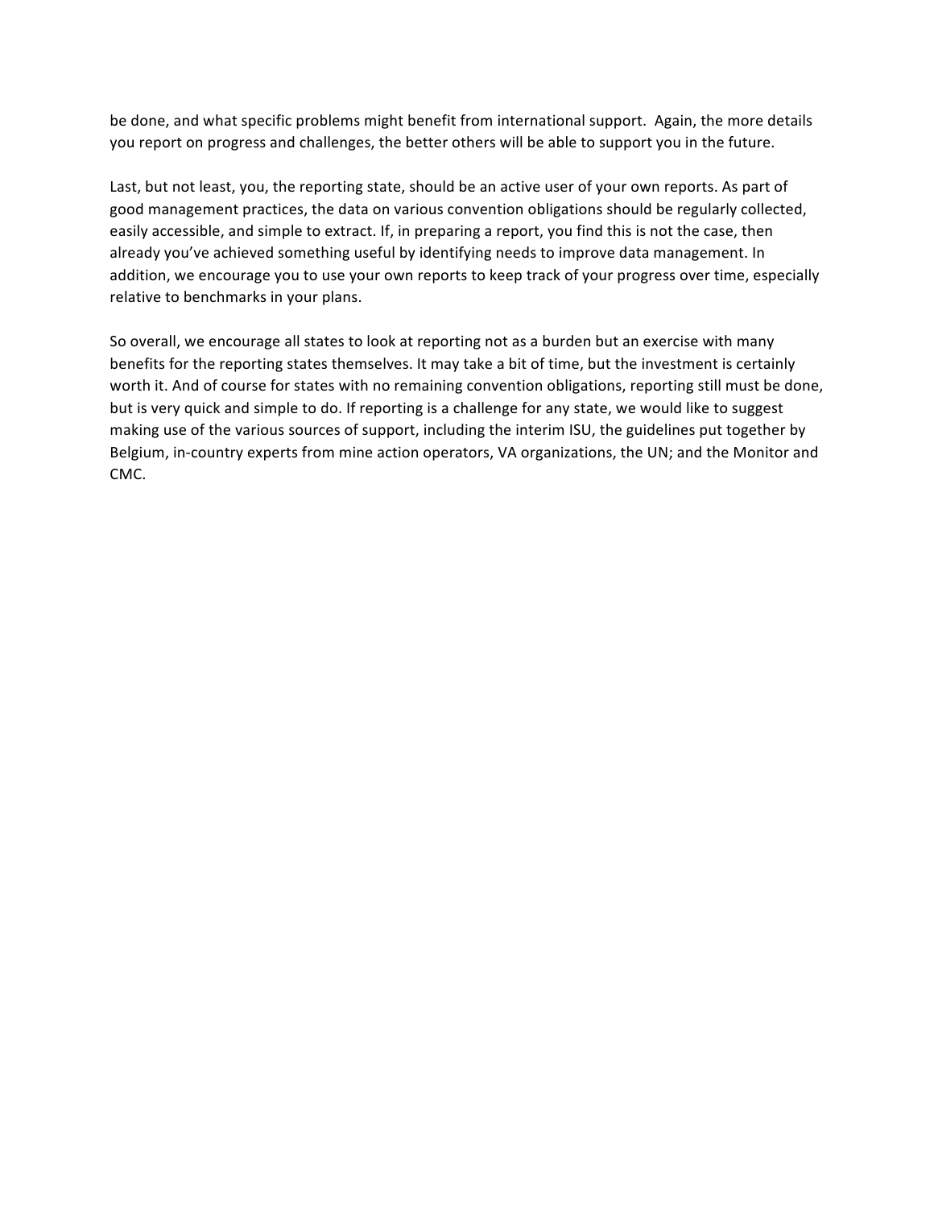be done, and what specific problems might benefit from international support. Again, the more details you report on progress and challenges, the better others will be able to support you in the future.

Last, but not least, you, the reporting state, should be an active user of your own reports. As part of good management practices, the data on various convention obligations should be regularly collected, easily accessible, and simple to extract. If, in preparing a report, you find this is not the case, then already you've achieved something useful by identifying needs to improve data management. In addition, we encourage you to use your own reports to keep track of your progress over time, especially relative to benchmarks in your plans.

So overall, we encourage all states to look at reporting not as a burden but an exercise with many benefits for the reporting states themselves. It may take a bit of time, but the investment is certainly worth it. And of course for states with no remaining convention obligations, reporting still must be done, but is very quick and simple to do. If reporting is a challenge for any state, we would like to suggest making use of the various sources of support, including the interim ISU, the guidelines put together by Belgium, in-country experts from mine action operators, VA organizations, the UN; and the Monitor and CMC.